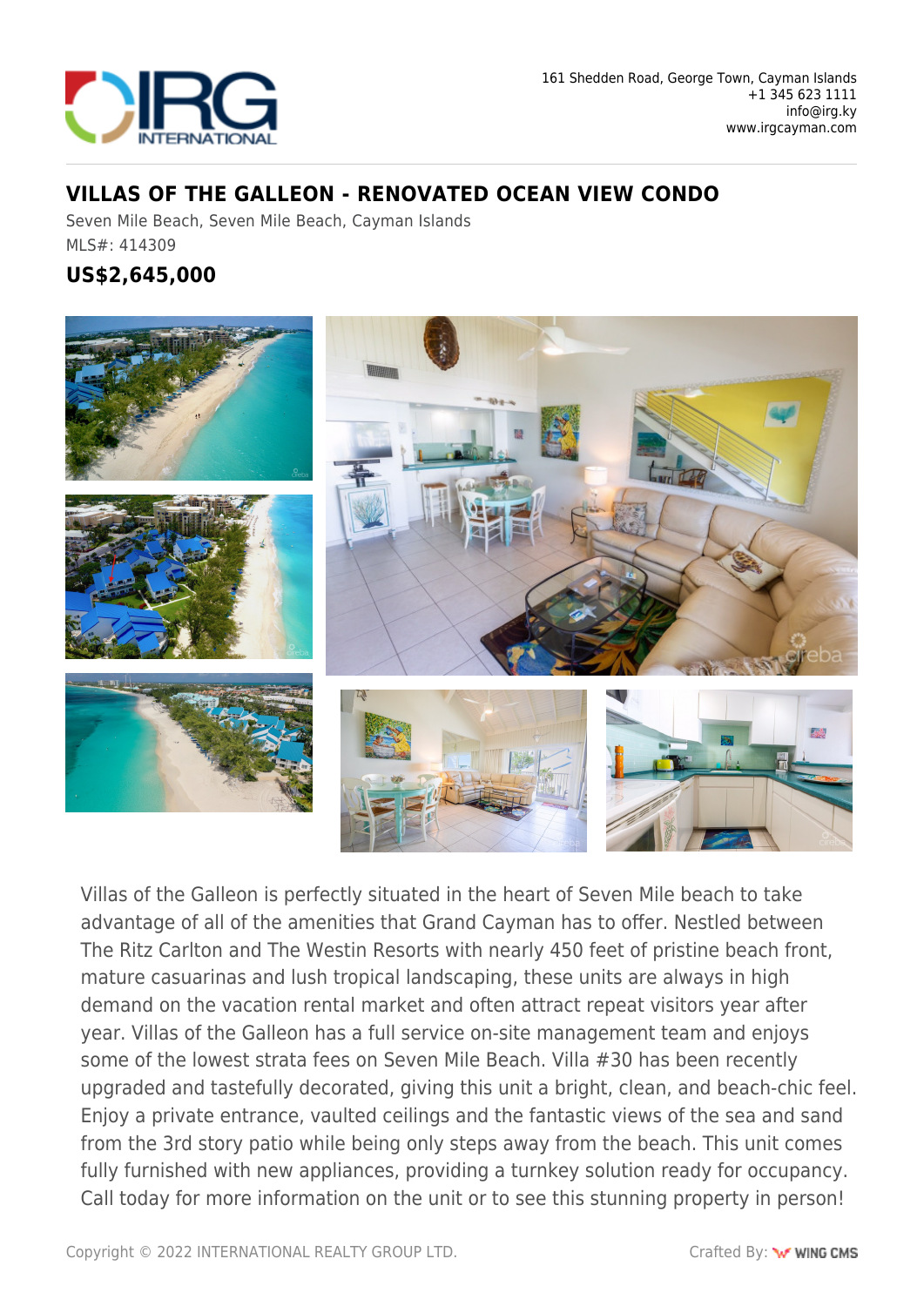161 Shedden Road, George Town, Cayman Islands
+1 345 623 1111
info@irg.ky
www.irgcayman.com

# VILLAS OF THE GALLEON - RENOVATED OCEAN VIEW CONDO

Seven Mile Beach, Seven Mile Beach, Cayman Islands

MLS#: 414309

## US$2,645,000

Villas of the Galleon is perfectly situated in the heart of Seven Mile beach to take advantage of all of the amenities that Grand Cayman has to offer. Nestled between The Ritz Carlton and The Westin Resorts with nearly 450 feet of pristine beach front, mature casuarinas and lush tropical landscaping, these units are always in high demand on the vacation rental market and often attract repeat visitors year after year. Villas of the Galleon has a full service on-site management team and enjoys some of the lowest strata fees on Seven Mile Beach. Villa #30 has been recently upgraded and tastefully decorated, giving this unit a bright, clean, and beach-chic feel. Enjoy a private entrance, vaulted ceilings and the fantastic views of the sea and sand from the 3rd story patio while being only steps away from the beach. This unit comes fully furnished with new appliances, providing a turnkey solution ready for occupancy. Call today for more information on the unit or to see this stunning property in person!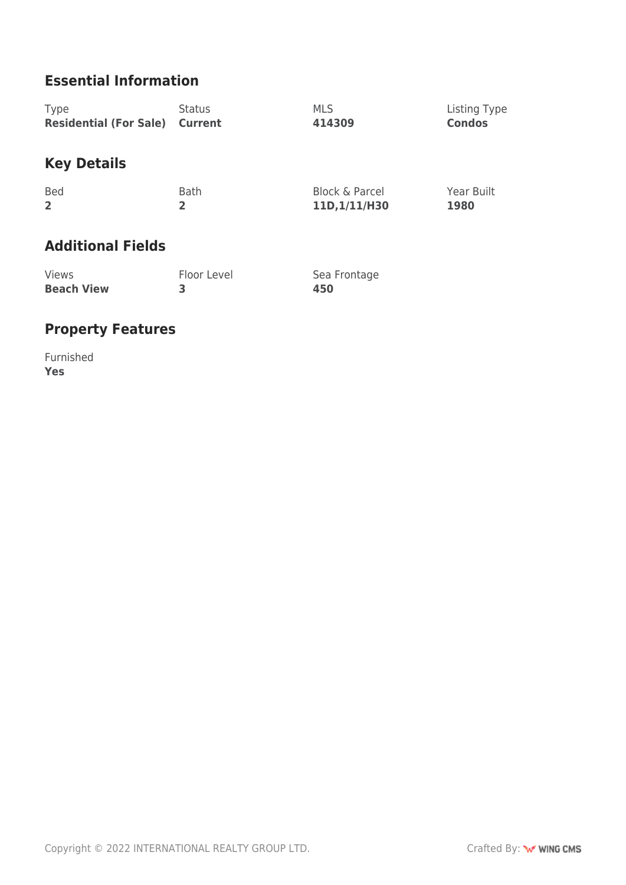## Essential Information

| Type | Status | MLS | Listing Type |
| --- | --- | --- | --- |
| **Residential (For Sale)** | **Current** | **414309** | **Condos** |

## Key Details

| Bed | Bath | Block & Parcel | Year Built |
| --- | --- | --- | --- |
| **2** | **2** | **11D,1/11/H30** | **1980** |

## Additional Fields

| Views | Floor Level | Sea Frontage |
| --- | --- | --- |
| **Beach View** | **3** | **450** |

## Property Features

| Furnished |
| --- |
| **Yes** |

Copyright © 2022 INTERNATIONAL REALTY GROUP LTD.

Crafted By: WING CMS